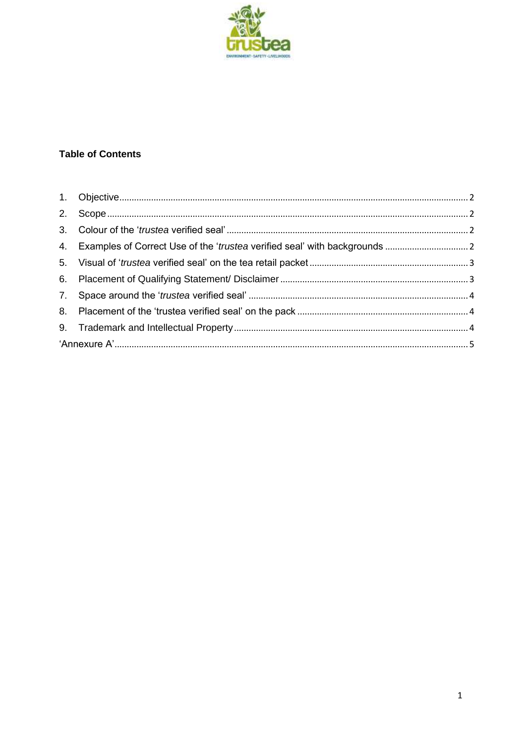**Table of Contents**

1. Objective ........................................................................................................................................ 2
2. Scope ............................................................................................................................................. 2
3. Colour of the '*trustea* verified seal' ............................................................................................. 2
4. Examples of Correct Use of the '*trustea* verified seal' with backgrounds ................................... 2
5. Visual of '*trustea* verified seal' on the tea retail packet ................................................................ 3
6. Placement of Qualifying Statement/ Disclaimer ............................................................................ 3
7. Space around the '*trustea* verified seal' ........................................................................................ 4
8. Placement of the 'trustea verified seal' on the pack ..................................................................... 4
9. Trademark and Intellectual Property .............................................................................................. 4

'Annexure A' ............................................................................................................................................ 5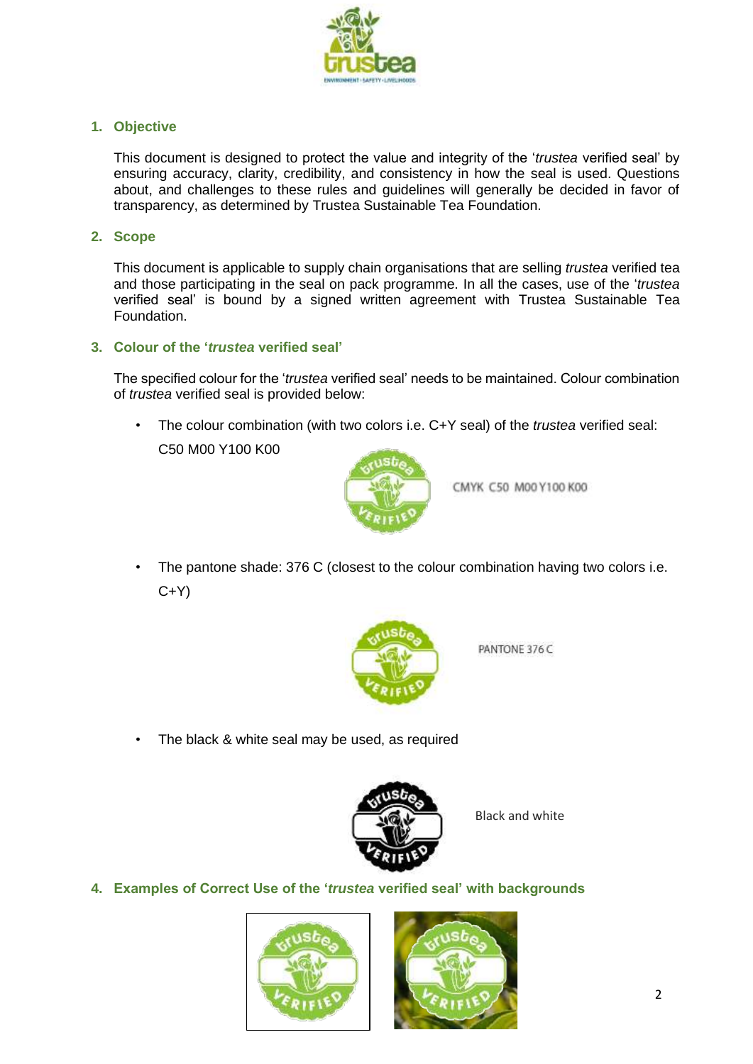## 1. Objective

This document is designed to protect the value and integrity of the '*trustea* verified seal' by ensuring accuracy, clarity, credibility, and consistency in how the seal is used. Questions about, and challenges to these rules and guidelines will generally be decided in favor of transparency, as determined by Trustea Sustainable Tea Foundation.

## 2. Scope

This document is applicable to supply chain organisations that are selling *trustea* verified tea and those participating in the seal on pack programme. In all the cases, use of the '*trustea* verified seal' is bound by a signed written agreement with Trustea Sustainable Tea Foundation.

## 3. Colour of the '*trustea* verified seal'

The specified colour for the '*trustea* verified seal' needs to be maintained. Colour combination of *trustea* verified seal is provided below:

- The colour combination (with two colors i.e. C+Y seal) of the *trustea* verified seal: C50 M00 Y100 K00

CMYK C50 M00 Y100 K00

- The pantone shade: 376 C (closest to the colour combination having two colors i.e. C+Y)

PANTONE 376 C

- The black & white seal may be used, as required

Black and white

## 4. Examples of Correct Use of the '*trustea* verified seal' with backgrounds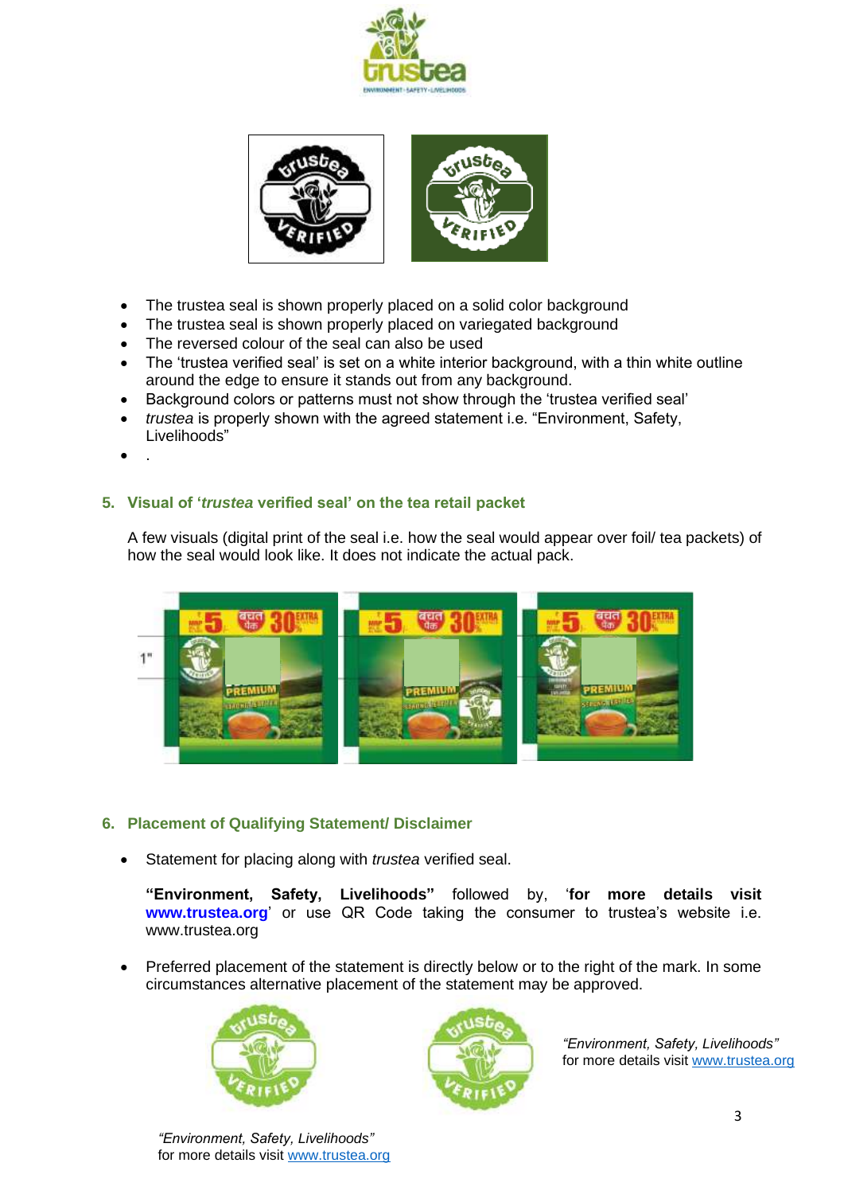- The trustea seal is shown properly placed on a solid color background
- The trustea seal is shown properly placed on variegated background
- The reversed colour of the seal can also be used
- The 'trustea verified seal' is set on a white interior background, with a thin white outline around the edge to ensure it stands out from any background.
- Background colors or patterns must not show through the 'trustea verified seal'
- *trustea* is properly shown with the agreed statement i.e. "Environment, Safety, Livelihoods"
- .

## 5. Visual of '*trustea* verified seal' on the tea retail packet

A few visuals (digital print of the seal i.e. how the seal would appear over foil/ tea packets) of how the seal would look like. It does not indicate the actual pack.

## 6. Placement of Qualifying Statement/ Disclaimer

- Statement for placing along with *trustea* verified seal.

  **"Environment, Safety, Livelihoods"** followed by, '**for more details visit www.trustea.org**' or use QR Code taking the consumer to trustea's website i.e. www.trustea.org

- Preferred placement of the statement is directly below or to the right of the mark. In some circumstances alternative placement of the statement may be approved.

*"Environment, Safety, Livelihoods"*
for more details visit www.trustea.org

*"Environment, Safety, Livelihoods"*
for more details visit www.trustea.org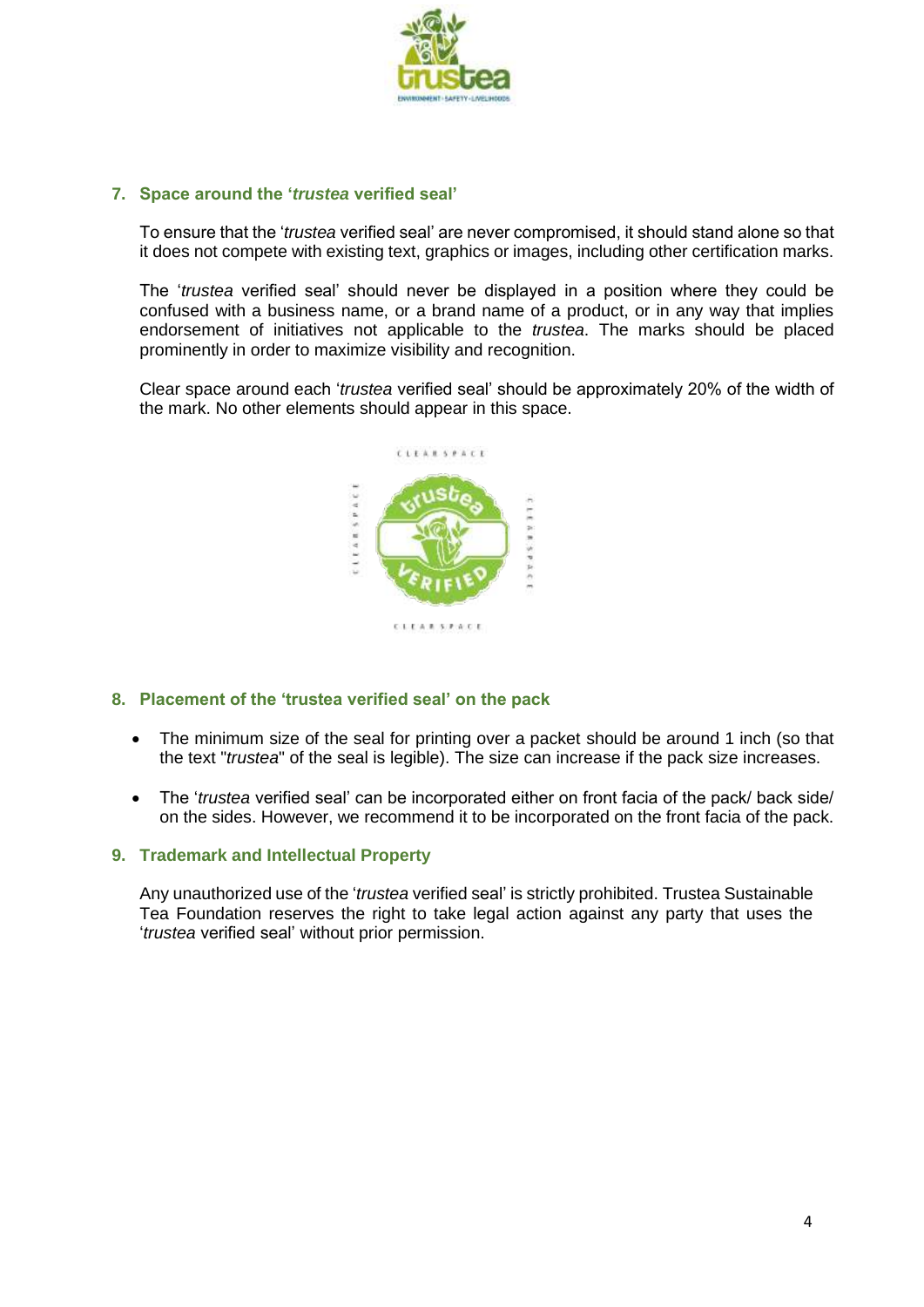## 7. Space around the '*trustea* verified seal'

To ensure that the '*trustea* verified seal' are never compromised, it should stand alone so that it does not compete with existing text, graphics or images, including other certification marks.

The '*trustea* verified seal' should never be displayed in a position where they could be confused with a business name, or a brand name of a product, or in any way that implies endorsement of initiatives not applicable to the *trustea*. The marks should be placed prominently in order to maximize visibility and recognition.

Clear space around each '*trustea* verified seal' should be approximately 20% of the width of the mark. No other elements should appear in this space.

## 8. Placement of the 'trustea verified seal' on the pack

- The minimum size of the seal for printing over a packet should be around 1 inch (so that the text "*trustea*" of the seal is legible). The size can increase if the pack size increases.
- The '*trustea* verified seal' can be incorporated either on front facia of the pack/ back side/ on the sides. However, we recommend it to be incorporated on the front facia of the pack.

## 9. Trademark and Intellectual Property

Any unauthorized use of the '*trustea* verified seal' is strictly prohibited. Trustea Sustainable Tea Foundation reserves the right to take legal action against any party that uses the '*trustea* verified seal' without prior permission.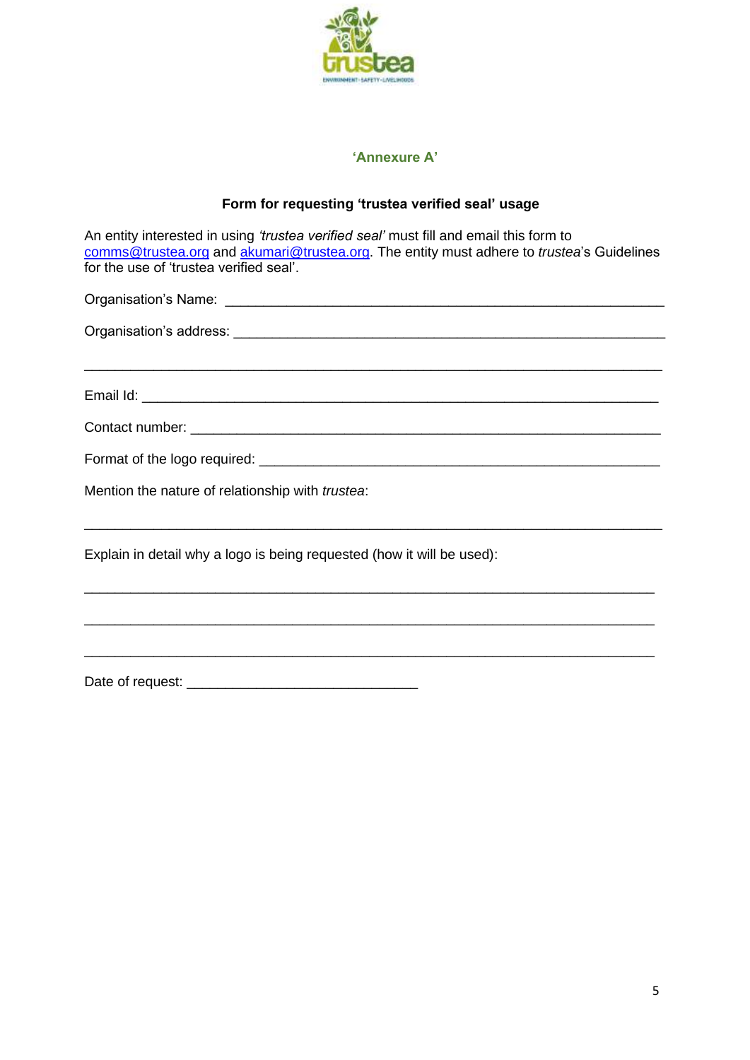**'Annexure A'**

**Form for requesting 'trustea verified seal' usage**

An entity interested in using *'trustea verified seal'* must fill and email this form to comms@trustea.org and akumari@trustea.org. The entity must adhere to *trustea*'s Guidelines for the use of 'trustea verified seal'.

Organisation's Name: ___________________________________________________________

Organisation's address: _________________________________________________________

_______________________________________________________________________________

Email Id: ______________________________________________________________________

Contact number: ________________________________________________________________

Format of the logo required: _____________________________________________________

Mention the nature of relationship with *trustea*:

_______________________________________________________________________________

Explain in detail why a logo is being requested (how it will be used):

_______________________________________________________________________________

_______________________________________________________________________________

_______________________________________________________________________________

Date of request: ______________________________